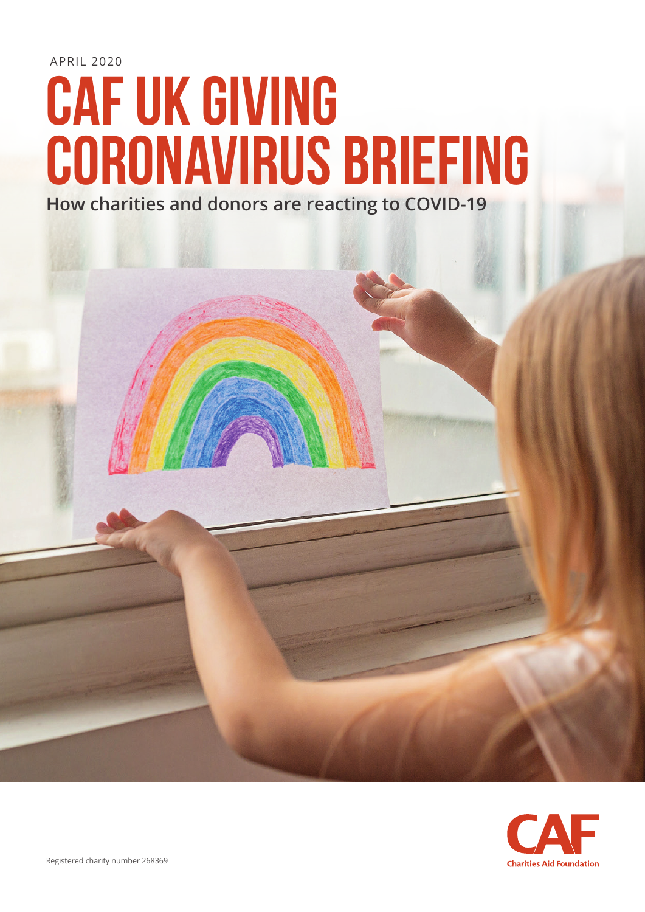APRIL 2020

# CAF UK GIVING CORONAVIRUS BRIEFING

**How charities and donors are reacting to COVID-19**

CAF
Charities Aid Foundation

Registered charity number 268369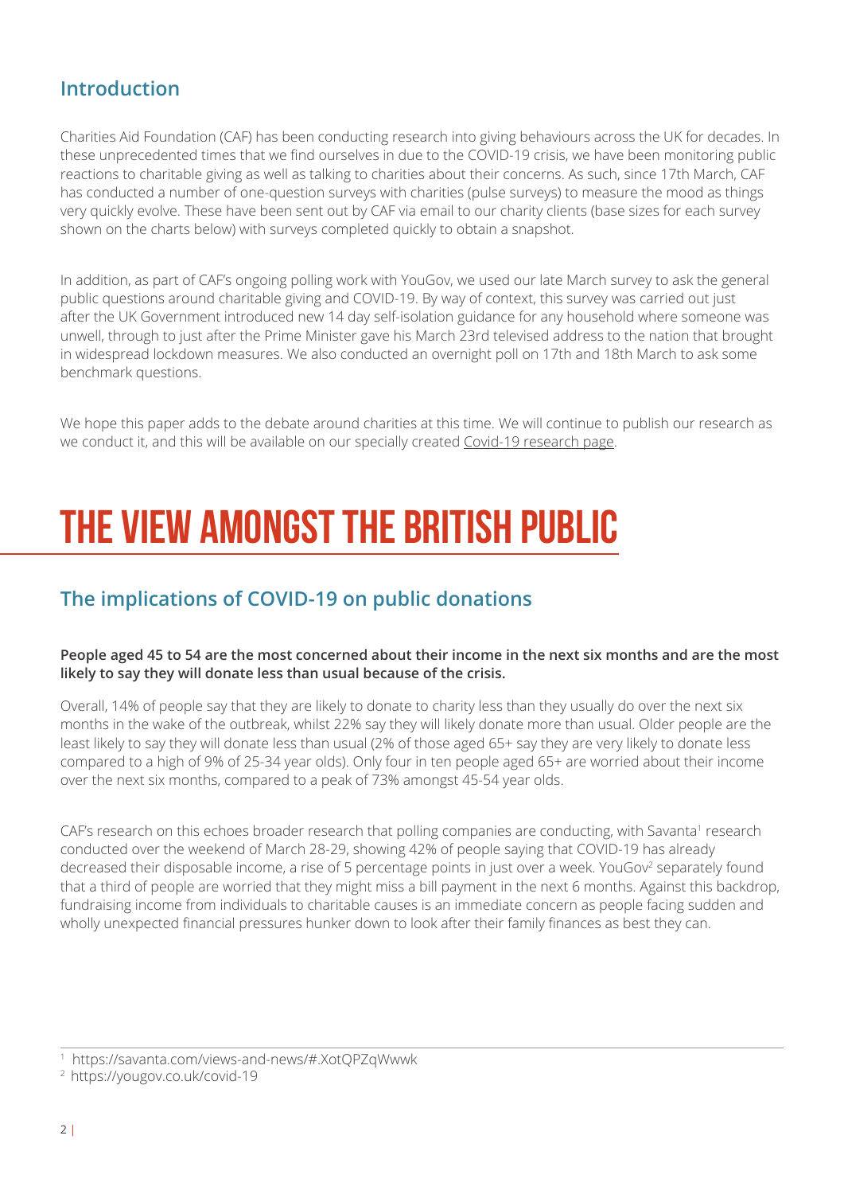## Introduction

Charities Aid Foundation (CAF) has been conducting research into giving behaviours across the UK for decades. In these unprecedented times that we find ourselves in due to the COVID-19 crisis, we have been monitoring public reactions to charitable giving as well as talking to charities about their concerns. As such, since 17th March, CAF has conducted a number of one-question surveys with charities (pulse surveys) to measure the mood as things very quickly evolve. These have been sent out by CAF via email to our charity clients (base sizes for each survey shown on the charts below) with surveys completed quickly to obtain a snapshot.

In addition, as part of CAF's ongoing polling work with YouGov, we used our late March survey to ask the general public questions around charitable giving and COVID-19. By way of context, this survey was carried out just after the UK Government introduced new 14 day self-isolation guidance for any household where someone was unwell, through to just after the Prime Minister gave his March 23rd televised address to the nation that brought in widespread lockdown measures. We also conducted an overnight poll on 17th and 18th March to ask some benchmark questions.

We hope this paper adds to the debate around charities at this time. We will continue to publish our research as we conduct it, and this will be available on our specially created Covid-19 research page.

# THE VIEW AMONGST THE BRITISH PUBLIC

## The implications of COVID-19 on public donations

**People aged 45 to 54 are the most concerned about their income in the next six months and are the most likely to say they will donate less than usual because of the crisis.**

Overall, 14% of people say that they are likely to donate to charity less than they usually do over the next six months in the wake of the outbreak, whilst 22% say they will likely donate more than usual. Older people are the least likely to say they will donate less than usual (2% of those aged 65+ say they are very likely to donate less compared to a high of 9% of 25-34 year olds). Only four in ten people aged 65+ are worried about their income over the next six months, compared to a peak of 73% amongst 45-54 year olds.

CAF's research on this echoes broader research that polling companies are conducting, with Savanta[1] research conducted over the weekend of March 28-29, showing 42% of people saying that COVID-19 has already decreased their disposable income, a rise of 5 percentage points in just over a week. YouGov[2] separately found that a third of people are worried that they might miss a bill payment in the next 6 months. Against this backdrop, fundraising income from individuals to charitable causes is an immediate concern as people facing sudden and wholly unexpected financial pressures hunker down to look after their family finances as best they can.

[1] https://savanta.com/views-and-news/#.XotQPZqWwwk

[2] https://yougov.co.uk/covid-19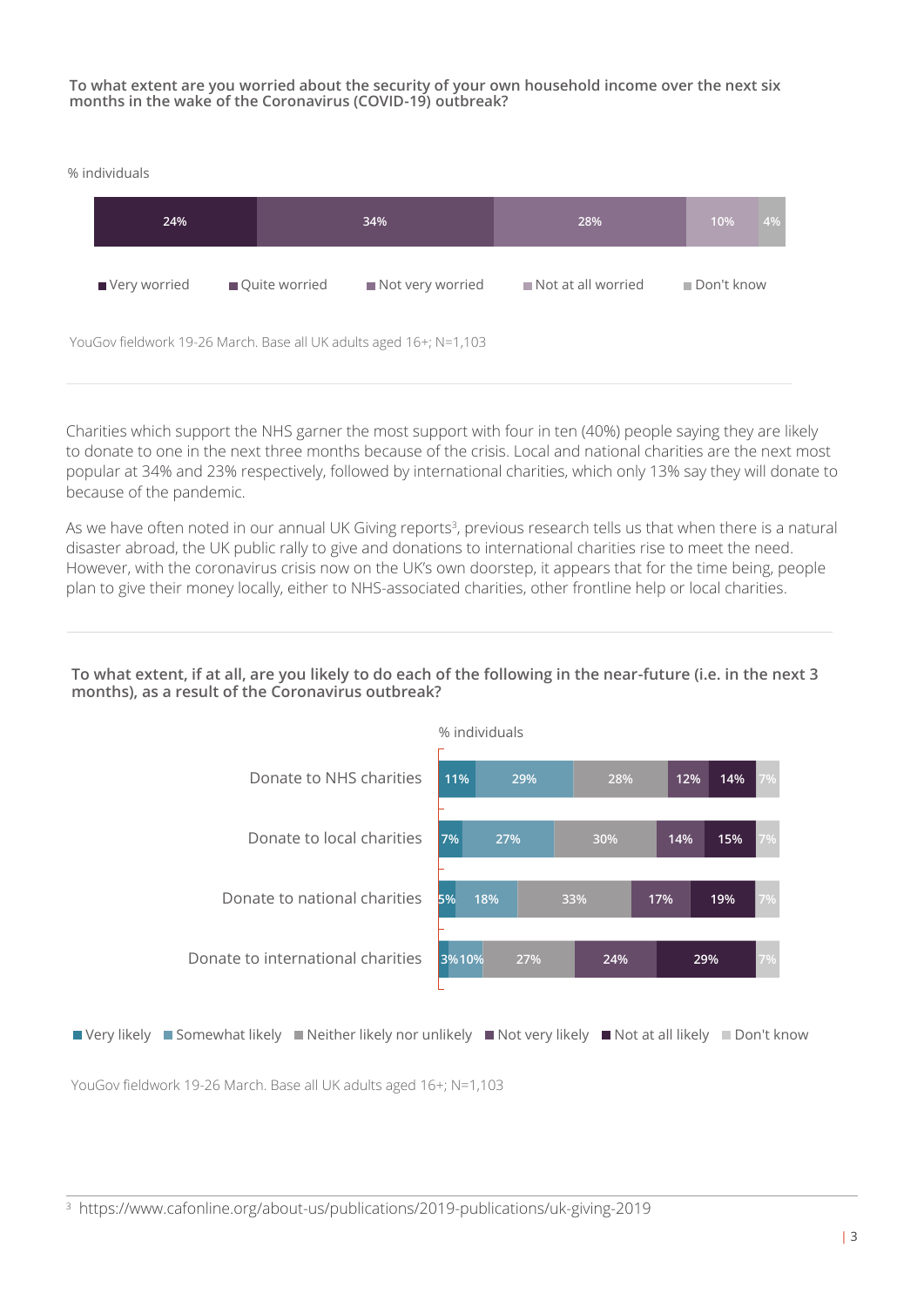**To what extent are you worried about the security of your own household income over the next six months in the wake of the Coronavirus (COVID-19) outbreak?**

% individuals

| Very worried | Quite worried | Not very worried | Not at all worried | Don't know |
|---|---|---|---|---|
| 24% | 34% | 28% | 10% | 4% |

YouGov fieldwork 19-26 March. Base all UK adults aged 16+; N=1,103

Charities which support the NHS garner the most support with four in ten (40%) people saying they are likely to donate to one in the next three months because of the crisis. Local and national charities are the next most popular at 34% and 23% respectively, followed by international charities, which only 13% say they will donate to because of the pandemic.

As we have often noted in our annual UK Giving reports[3], previous research tells us that when there is a natural disaster abroad, the UK public rally to give and donations to international charities rise to meet the need. However, with the coronavirus crisis now on the UK's own doorstep, it appears that for the time being, people plan to give their money locally, either to NHS-associated charities, other frontline help or local charities.

**To what extent, if at all, are you likely to do each of the following in the near-future (i.e. in the next 3 months), as a result of the Coronavirus outbreak?**

% individuals

| | Very likely | Somewhat likely | Neither likely nor unlikely | Not very likely | Not at all likely | Don't know |
|---|---|---|---|---|---|---|
| Donate to NHS charities | 11% | 29% | 28% | 12% | 14% | 7% |
| Donate to local charities | 7% | 27% | 30% | 14% | 15% | 7% |
| Donate to national charities | 5% | 18% | 33% | 17% | 19% | 7% |
| Donate to international charities | 3% | 10% | 27% | 24% | 29% | 7% |

YouGov fieldwork 19-26 March. Base all UK adults aged 16+; N=1,103

[3] https://www.cafonline.org/about-us/publications/2019-publications/uk-giving-2019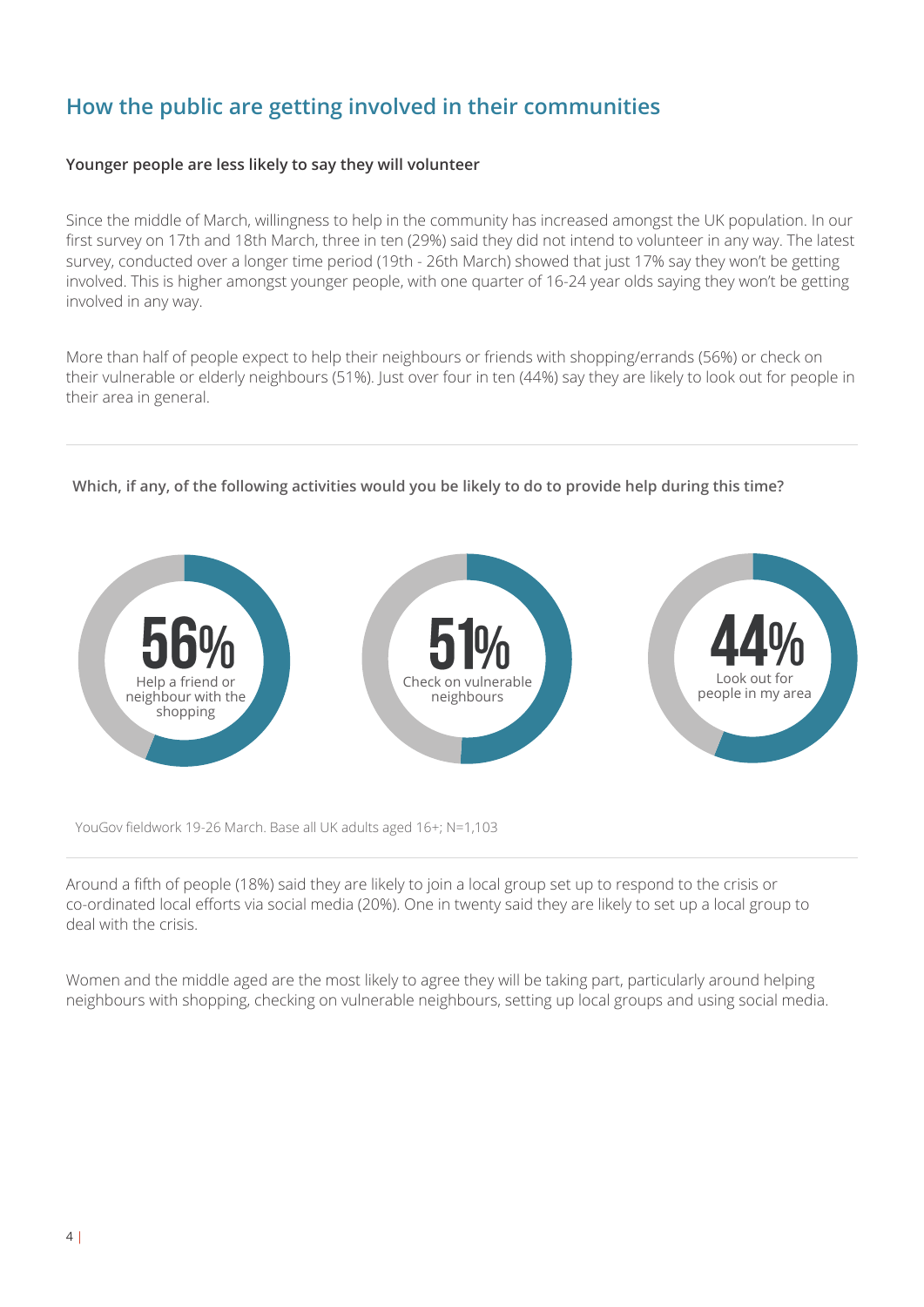## How the public are getting involved in their communities

**Younger people are less likely to say they will volunteer**

Since the middle of March, willingness to help in the community has increased amongst the UK population. In our first survey on 17th and 18th March, three in ten (29%) said they did not intend to volunteer in any way. The latest survey, conducted over a longer time period (19th - 26th March) showed that just 17% say they won't be getting involved. This is higher amongst younger people, with one quarter of 16-24 year olds saying they won't be getting involved in any way.

More than half of people expect to help their neighbours or friends with shopping/errands (56%) or check on their vulnerable or elderly neighbours (51%). Just over four in ten (44%) say they are likely to look out for people in their area in general.

**Which, if any, of the following activities would you be likely to do to provide help during this time?**

56% Help a friend or neighbour with the shopping

51% Check on vulnerable neighbours

44% Look out for people in my area

YouGov fieldwork 19-26 March. Base all UK adults aged 16+; N=1,103

Around a fifth of people (18%) said they are likely to join a local group set up to respond to the crisis or co-ordinated local efforts via social media (20%). One in twenty said they are likely to set up a local group to deal with the crisis.

Women and the middle aged are the most likely to agree they will be taking part, particularly around helping neighbours with shopping, checking on vulnerable neighbours, setting up local groups and using social media.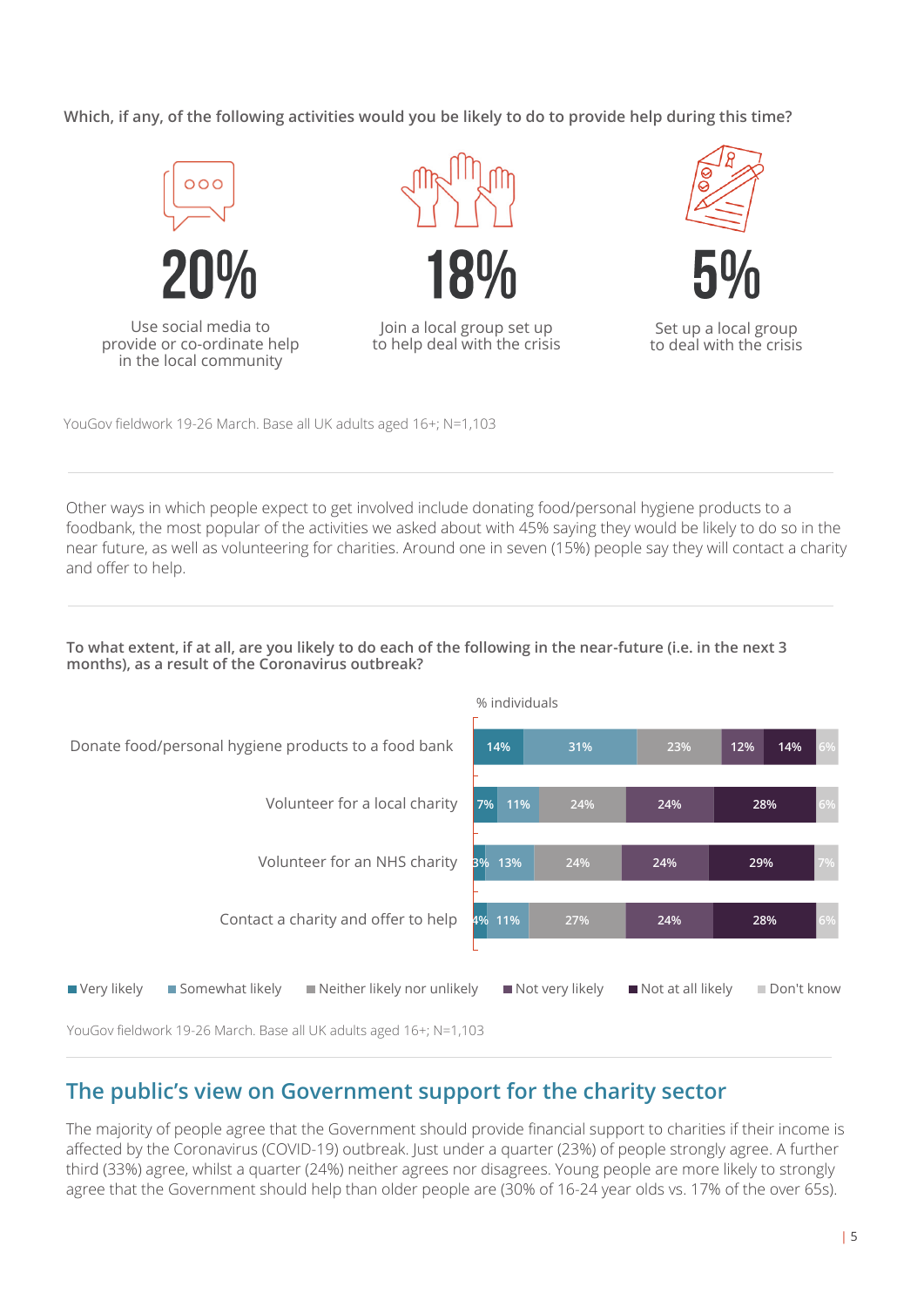**Which, if any, of the following activities would you be likely to do to provide help during this time?**

**20%**
Use social media to provide or co-ordinate help in the local community

**18%**
Join a local group set up to help deal with the crisis

**5%**
Set up a local group to deal with the crisis

YouGov fieldwork 19-26 March. Base all UK adults aged 16+; N=1,103

---

Other ways in which people expect to get involved include donating food/personal hygiene products to a foodbank, the most popular of the activities we asked about with 45% saying they would be likely to do so in the near future, as well as volunteering for charities. Around one in seven (15%) people say they will contact a charity and offer to help.

---

**To what extent, if at all, are you likely to do each of the following in the near-future (i.e. in the next 3 months), as a result of the Coronavirus outbreak?**

% individuals

| | Very likely | Somewhat likely | Neither likely nor unlikely | Not very likely | Not at all likely | Don't know |
|---|---|---|---|---|---|---|
| Donate food/personal hygiene products to a food bank | 14% | 31% | 23% | 12% | 14% | 6% |
| Volunteer for a local charity | 7% | 11% | 24% | 24% | 28% | 6% |
| Volunteer for an NHS charity | 3% | 13% | 24% | 24% | 29% | 7% |
| Contact a charity and offer to help | 4% | 11% | 27% | 24% | 28% | 6% |

YouGov fieldwork 19-26 March. Base all UK adults aged 16+; N=1,103

---

## The public's view on Government support for the charity sector

The majority of people agree that the Government should provide financial support to charities if their income is affected by the Coronavirus (COVID-19) outbreak. Just under a quarter (23%) of people strongly agree. A further third (33%) agree, whilst a quarter (24%) neither agrees nor disagrees. Young people are more likely to strongly agree that the Government should help than older people are (30% of 16-24 year olds vs. 17% of the over 65s).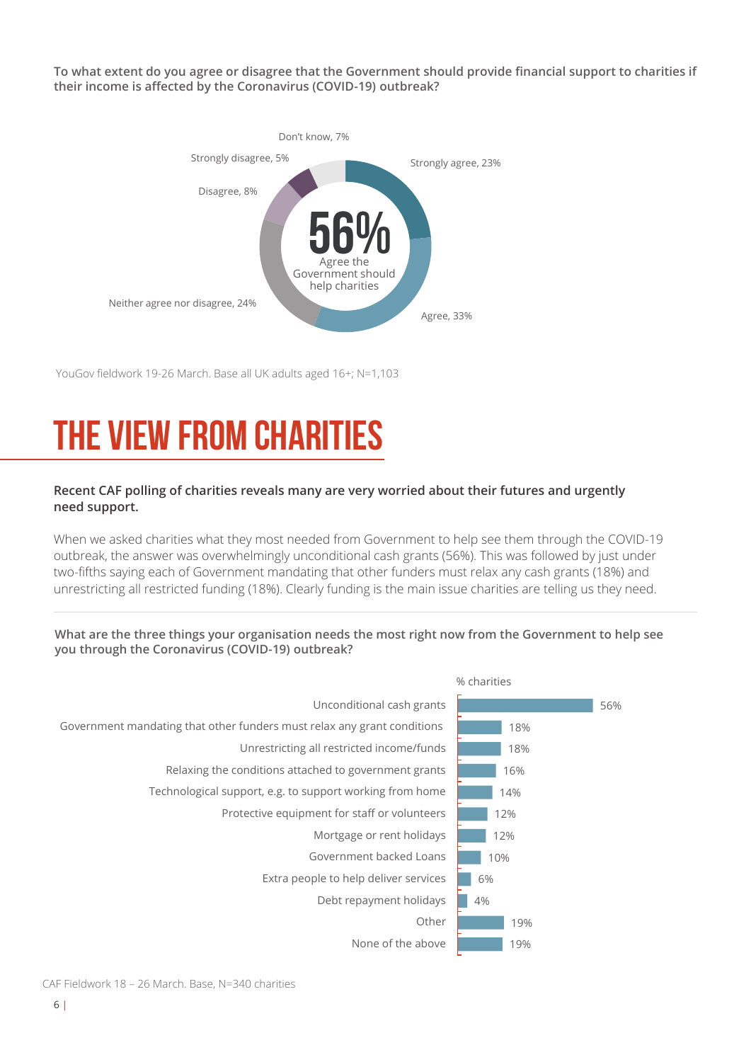**To what extent do you agree or disagree that the Government should provide financial support to charities if their income is affected by the Coronavirus (COVID-19) outbreak?**

| Response | % |
|---|---|
| Strongly agree | 23% |
| Agree | 33% |
| Neither agree nor disagree | 24% |
| Disagree | 8% |
| Strongly disagree | 5% |
| Don't know | 7% |

56% Agree the Government should help charities

YouGov fieldwork 19-26 March. Base all UK adults aged 16+; N=1,103

# THE VIEW FROM CHARITIES

**Recent CAF polling of charities reveals many are very worried about their futures and urgently need support.**

When we asked charities what they most needed from Government to help see them through the COVID-19 outbreak, the answer was overwhelmingly unconditional cash grants (56%). This was followed by just under two-fifths saying each of Government mandating that other funders must relax any cash grants (18%) and unrestricting all restricted funding (18%). Clearly funding is the main issue charities are telling us they need.

**What are the three things your organisation needs the most right now from the Government to help see you through the Coronavirus (COVID-19) outbreak?**

| | % charities |
|---|---|
| Unconditional cash grants | 56% |
| Government mandating that other funders must relax any grant conditions | 18% |
| Unrestricting all restricted income/funds | 18% |
| Relaxing the conditions attached to government grants | 16% |
| Technological support, e.g. to support working from home | 14% |
| Protective equipment for staff or volunteers | 12% |
| Mortgage or rent holidays | 12% |
| Government backed Loans | 10% |
| Extra people to help deliver services | 6% |
| Debt repayment holidays | 4% |
| Other | 19% |
| None of the above | 19% |

CAF Fieldwork 18 – 26 March. Base, N=340 charities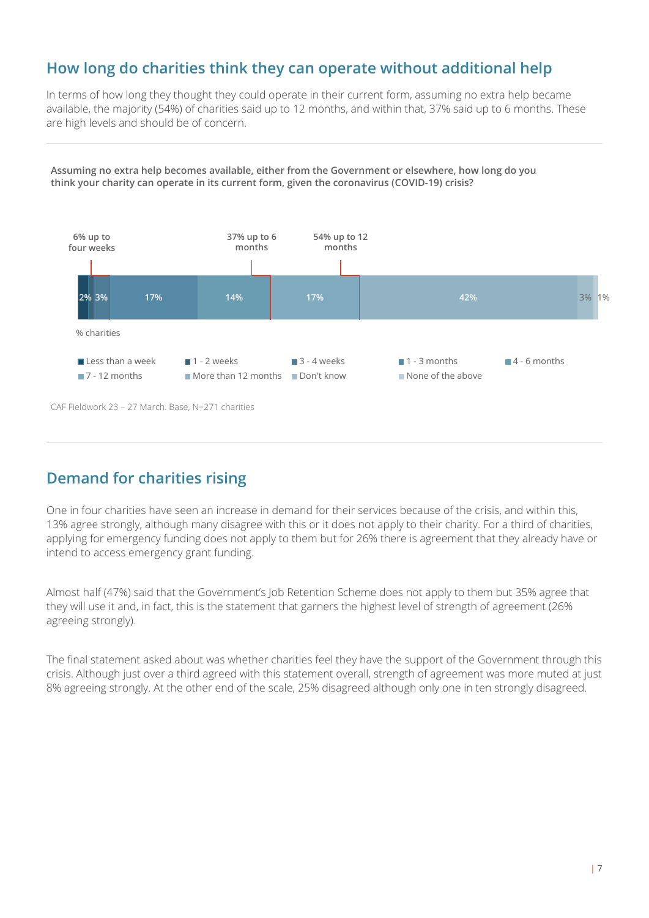## How long do charities think they can operate without additional help

In terms of how long they thought they could operate in their current form, assuming no extra help became available, the majority (54%) of charities said up to 12 months, and within that, 37% said up to 6 months. These are high levels and should be of concern.

**Assuming no extra help becomes available, either from the Government or elsewhere, how long do you think your charity can operate in its current form, given the coronavirus (COVID-19) crisis?**

6% up to four weeks | 37% up to 6 months | 54% up to 12 months

| Response | % charities |
|---|---|
| Less than a week | 2% |
| 1 - 2 weeks | |
| 3 - 4 weeks | 3% |
| 1 - 3 months | 17% |
| 4 - 6 months | 14% |
| 7 - 12 months | 17% |
| More than 12 months | 42% |
| Don't know | 3% |
| None of the above | 1% |

CAF Fieldwork 23 – 27 March. Base, N=271 charities

## Demand for charities rising

One in four charities have seen an increase in demand for their services because of the crisis, and within this, 13% agree strongly, although many disagree with this or it does not apply to their charity. For a third of charities, applying for emergency funding does not apply to them but for 26% there is agreement that they already have or intend to access emergency grant funding.

Almost half (47%) said that the Government's Job Retention Scheme does not apply to them but 35% agree that they will use it and, in fact, this is the statement that garners the highest level of strength of agreement (26% agreeing strongly).

The final statement asked about was whether charities feel they have the support of the Government through this crisis. Although just over a third agreed with this statement overall, strength of agreement was more muted at just 8% agreeing strongly. At the other end of the scale, 25% disagreed although only one in ten strongly disagreed.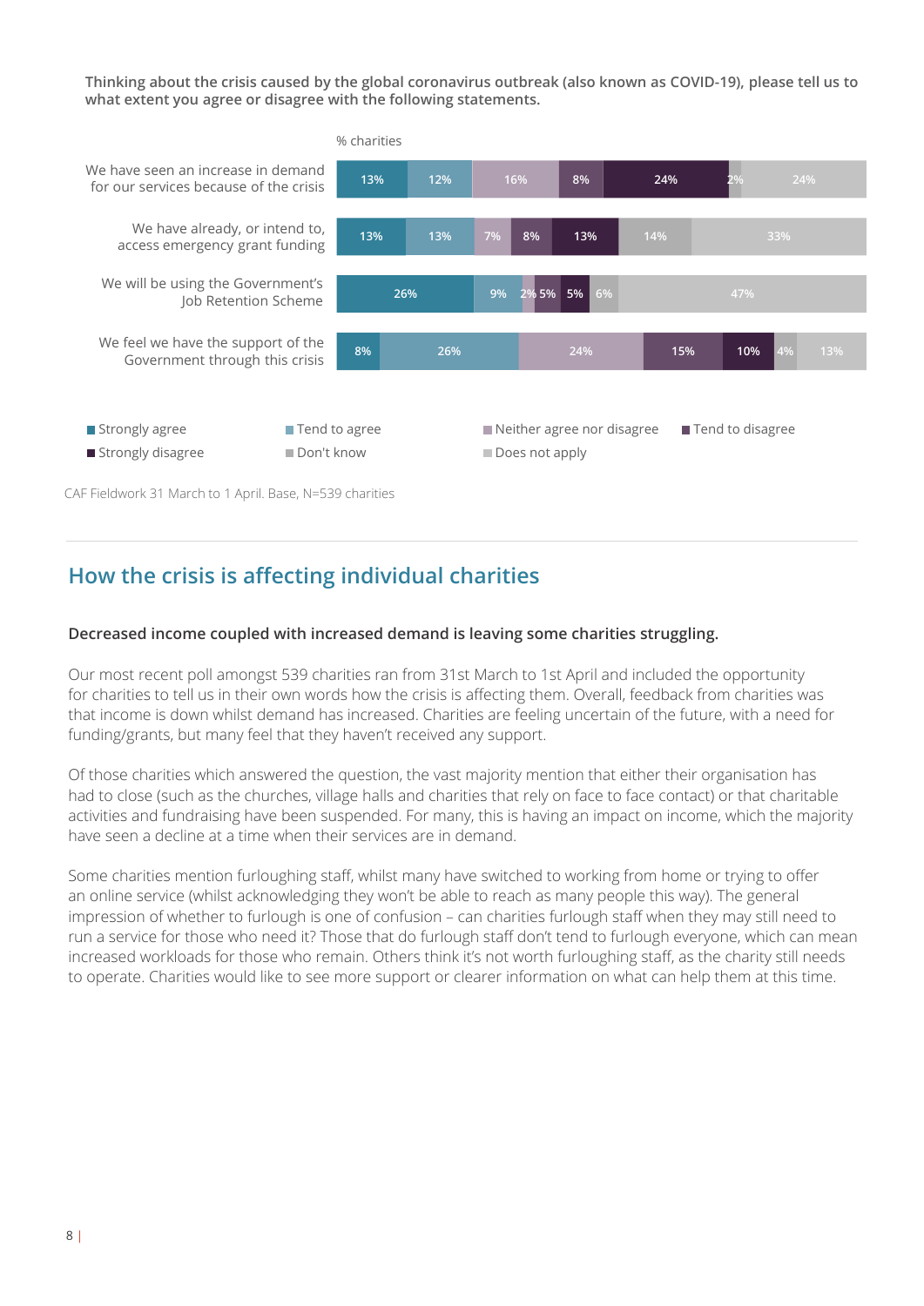**Thinking about the crisis caused by the global coronavirus outbreak (also known as COVID-19), please tell us to what extent you agree or disagree with the following statements.**

% charities

| Statement | Strongly agree | Tend to agree | Neither agree nor disagree | Tend to disagree | Strongly disagree | Don't know | Does not apply |
|---|---|---|---|---|---|---|---|
| We have seen an increase in demand for our services because of the crisis | 13% | 12% | 16% | 8% | 24% | 2% | 24% |
| We have already, or intend to, access emergency grant funding | 13% | 13% | 7% | 8% | 13% | 14% | 33% |
| We will be using the Government's Job Retention Scheme | 26% | 9% | 2% | 5% | 5% | 6% | 47% |
| We feel we have the support of the Government through this crisis | 8% | 26% | 24% | 15% | 10% | 4% | 13% |

CAF Fieldwork 31 March to 1 April. Base, N=539 charities

## How the crisis is affecting individual charities

**Decreased income coupled with increased demand is leaving some charities struggling.**

Our most recent poll amongst 539 charities ran from 31st March to 1st April and included the opportunity for charities to tell us in their own words how the crisis is affecting them. Overall, feedback from charities was that income is down whilst demand has increased. Charities are feeling uncertain of the future, with a need for funding/grants, but many feel that they haven't received any support.

Of those charities which answered the question, the vast majority mention that either their organisation has had to close (such as the churches, village halls and charities that rely on face to face contact) or that charitable activities and fundraising have been suspended. For many, this is having an impact on income, which the majority have seen a decline at a time when their services are in demand.

Some charities mention furloughing staff, whilst many have switched to working from home or trying to offer an online service (whilst acknowledging they won't be able to reach as many people this way). The general impression of whether to furlough is one of confusion – can charities furlough staff when they may still need to run a service for those who need it? Those that do furlough staff don't tend to furlough everyone, which can mean increased workloads for those who remain. Others think it's not worth furloughing staff, as the charity still needs to operate. Charities would like to see more support or clearer information on what can help them at this time.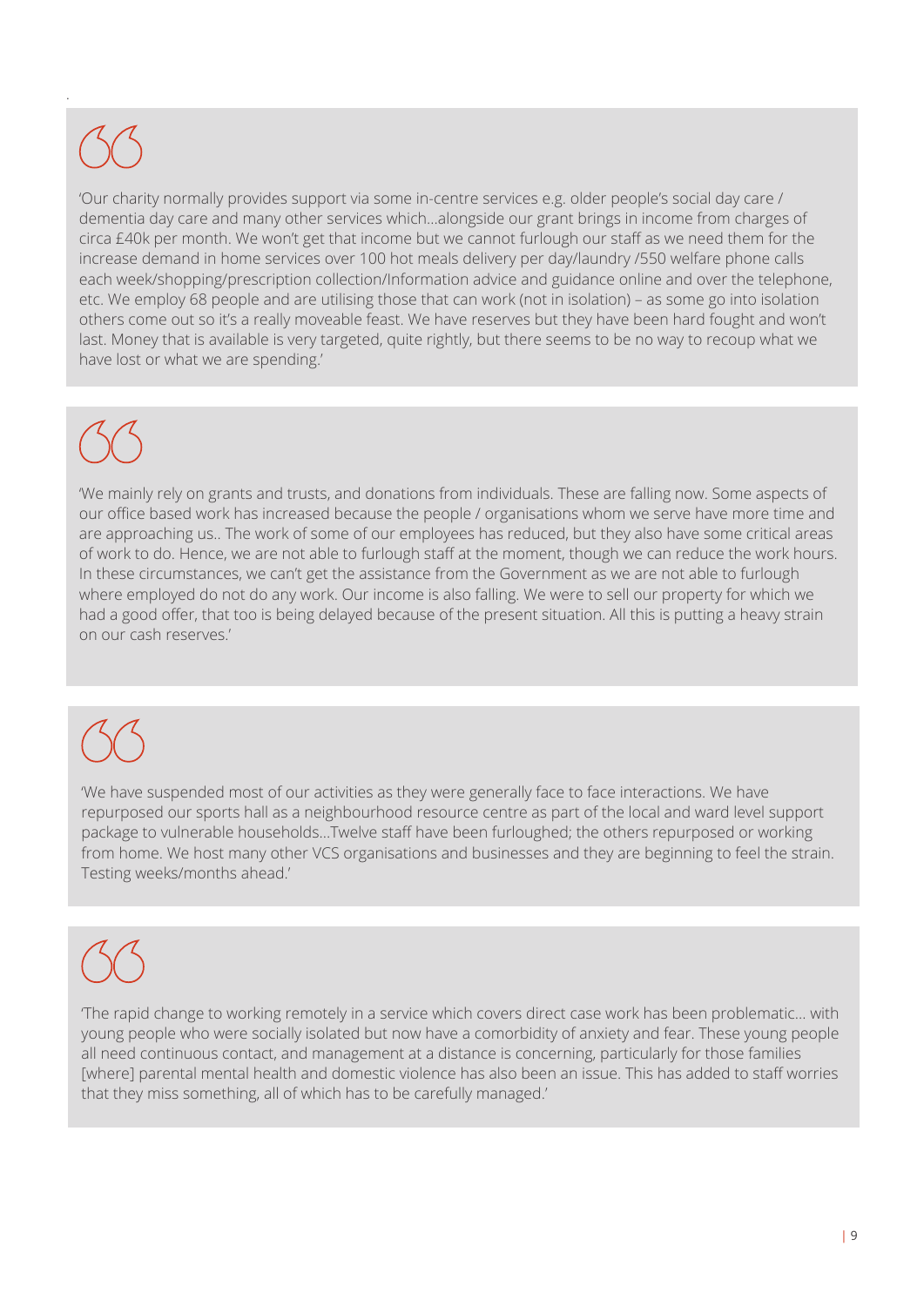> 'Our charity normally provides support via some in-centre services e.g. older people's social day care / dementia day care and many other services which...alongside our grant brings in income from charges of circa £40k per month. We won't get that income but we cannot furlough our staff as we need them for the increase demand in home services over 100 hot meals delivery per day/laundry /550 welfare phone calls each week/shopping/prescription collection/Information advice and guidance online and over the telephone, etc. We employ 68 people and are utilising those that can work (not in isolation) – as some go into isolation others come out so it's a really moveable feast. We have reserves but they have been hard fought and won't last. Money that is available is very targeted, quite rightly, but there seems to be no way to recoup what we have lost or what we are spending.'

> 'We mainly rely on grants and trusts, and donations from individuals. These are falling now. Some aspects of our office based work has increased because the people / organisations whom we serve have more time and are approaching us.. The work of some of our employees has reduced, but they also have some critical areas of work to do. Hence, we are not able to furlough staff at the moment, though we can reduce the work hours. In these circumstances, we can't get the assistance from the Government as we are not able to furlough where employed do not do any work. Our income is also falling. We were to sell our property for which we had a good offer, that too is being delayed because of the present situation. All this is putting a heavy strain on our cash reserves.'

> 'We have suspended most of our activities as they were generally face to face interactions. We have repurposed our sports hall as a neighbourhood resource centre as part of the local and ward level support package to vulnerable households...Twelve staff have been furloughed; the others repurposed or working from home. We host many other VCS organisations and businesses and they are beginning to feel the strain. Testing weeks/months ahead.'

> 'The rapid change to working remotely in a service which covers direct case work has been problematic... with young people who were socially isolated but now have a comorbidity of anxiety and fear. These young people all need continuous contact, and management at a distance is concerning, particularly for those families [where] parental mental health and domestic violence has also been an issue. This has added to staff worries that they miss something, all of which has to be carefully managed.'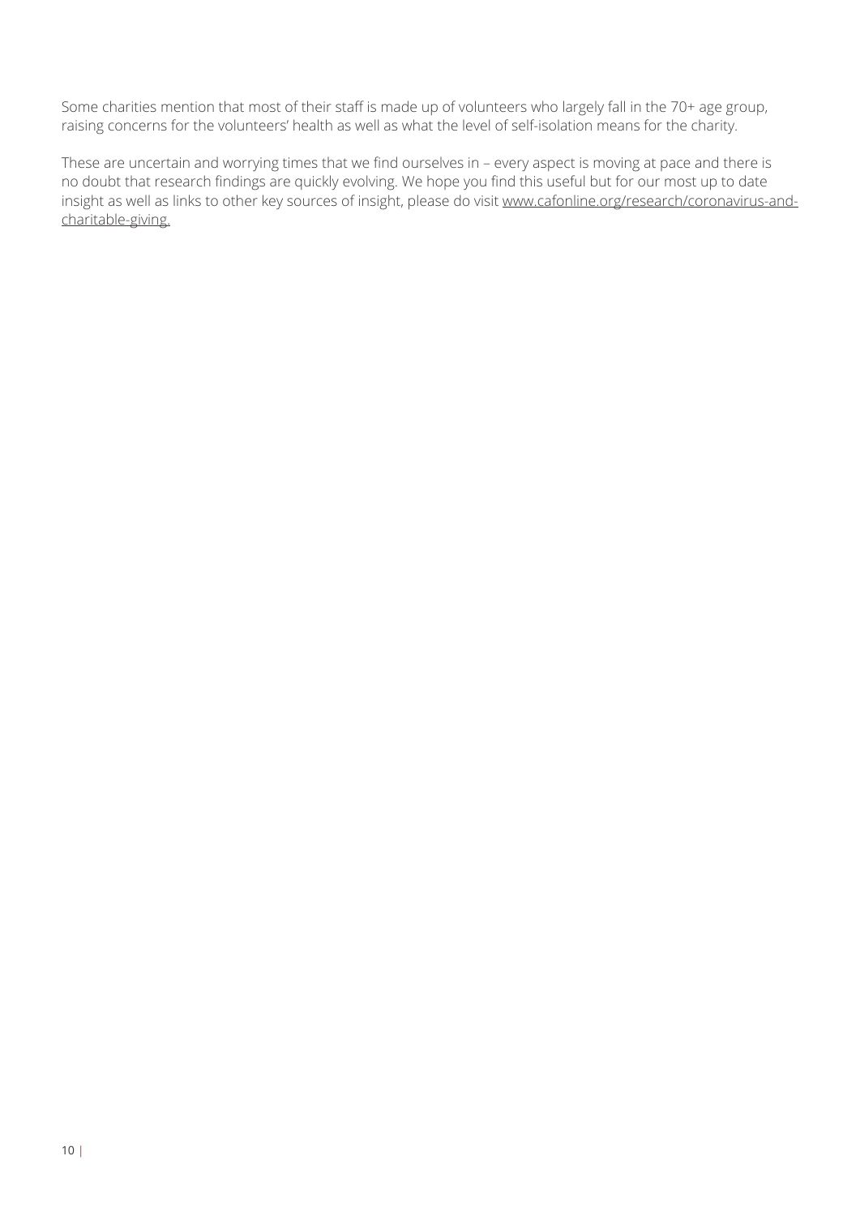Some charities mention that most of their staff is made up of volunteers who largely fall in the 70+ age group, raising concerns for the volunteers' health as well as what the level of self-isolation means for the charity.

These are uncertain and worrying times that we find ourselves in – every aspect is moving at pace and there is no doubt that research findings are quickly evolving. We hope you find this useful but for our most up to date insight as well as links to other key sources of insight, please do visit www.cafonline.org/research/coronavirus-and-charitable-giving.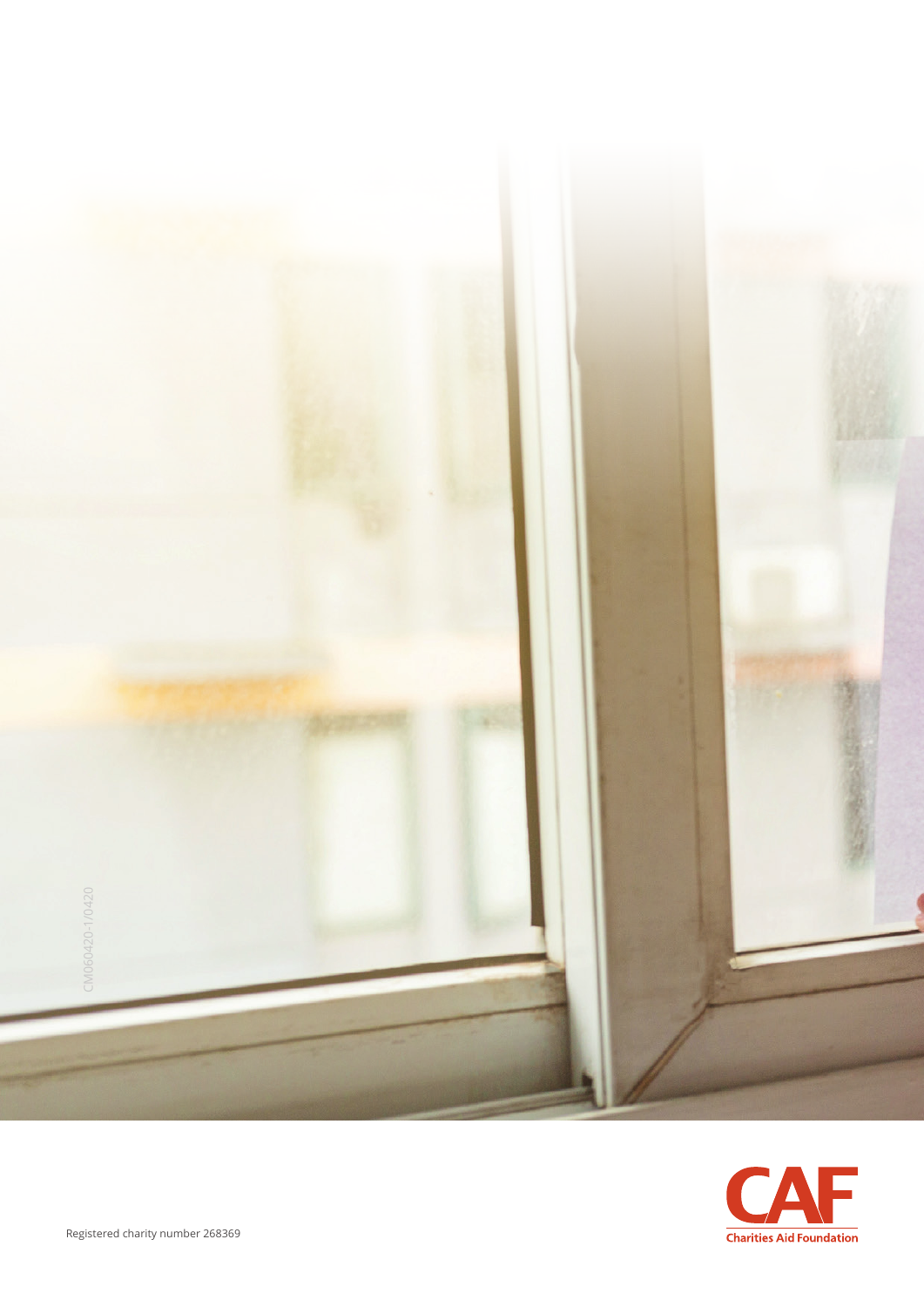CM060420-1/0420

Registered charity number 268369

CAF
Charities Aid Foundation